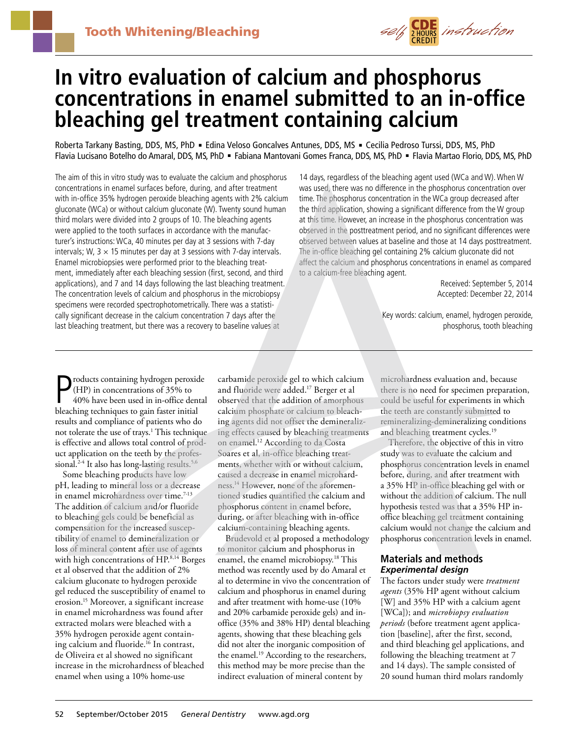Tooth Whitening/Bleaching

self CDE 2 HOURS CREDIT instruction

# In vitro evaluation of calcium and phosphorus concentrations in enamel submitted to an in-office bleaching gel treatment containing calcium

Roberta Tarkany Basting, DDS, MS, PhD ▪ Edina Veloso Goncalves Antunes, DDS, MS ▪ Cecilia Pedroso Turssi, DDS, MS, PhD
Flavia Lucisano Botelho do Amaral, DDS, MS, PhD ▪ Fabiana Mantovani Gomes Franca, DDS, MS, PhD ▪ Flavia Martao Florio, DDS, MS, PhD

The aim of this in vitro study was to evaluate the calcium and phosphorus concentrations in enamel surfaces before, during, and after treatment with in-office 35% hydrogen peroxide bleaching agents with 2% calcium gluconate (WCa) or without calcium gluconate (W). Twenty sound human third molars were divided into 2 groups of 10. The bleaching agents were applied to the tooth surfaces in accordance with the manufacturer's instructions: WCa, 40 minutes per day at 3 sessions with 7-day intervals; W, 3 × 15 minutes per day at 3 sessions with 7-day intervals. Enamel microbiopsies were performed prior to the bleaching treatment, immediately after each bleaching session (first, second, and third applications), and 7 and 14 days following the last bleaching treatment. The concentration levels of calcium and phosphorus in the microbiopsy specimens were recorded spectrophotometrically. There was a statistically significant decrease in the calcium concentration 7 days after the last bleaching treatment, but there was a recovery to baseline values at 14 days, regardless of the bleaching agent used (WCa and W). When W was used, there was no difference in the phosphorus concentration over time. The phosphorus concentration in the WCa group decreased after the third application, showing a significant difference from the W group at this time. However, an increase in the phosphorus concentration was observed in the posttreatment period, and no significant differences were observed between values at baseline and those at 14 days posttreatment. The in-office bleaching gel containing 2% calcium gluconate did not affect the calcium and phosphorus concentrations in enamel as compared to a calcium-free bleaching agent.

Received: September 5, 2014
Accepted: December 22, 2014

Key words: calcium, enamel, hydrogen peroxide, phosphorus, tooth bleaching

Products containing hydrogen peroxide (HP) in concentrations of 35% to 40% have been used in in-office dental bleaching techniques to gain faster initial results and compliance of patients who do not tolerate the use of trays.[1] This technique is effective and allows total control of product application on the teeth by the professional.[2-4] It also has long-lasting results.[5,6]

Some bleaching products have low pH, leading to mineral loss or a decrease in enamel microhardness over time.[7-13] The addition of calcium and/or fluoride to bleaching gels could be beneficial as compensation for the increased susceptibility of enamel to demineralization or loss of mineral content after use of agents with high concentrations of HP.[8,14] Borges et al observed that the addition of 2% calcium gluconate to hydrogen peroxide gel reduced the susceptibility of enamel to erosion.[15] Moreover, a significant increase in enamel microhardness was found after extracted molars were bleached with a 35% hydrogen peroxide agent containing calcium and fluoride.[16] In contrast, de Oliveira et al showed no significant increase in the microhardness of bleached enamel when using a 10% home-use carbamide peroxide gel to which calcium and fluoride were added.[17] Berger et al observed that the addition of amorphous calcium phosphate or calcium to bleaching agents did not offset the demineralizing effects caused by bleaching treatments on enamel.[12] According to da Costa Soares et al, in-office bleaching treatments, whether with or without calcium, caused a decrease in enamel microhardness.[14] However, none of the aforementioned studies quantified the calcium and phosphorus content in enamel before, during, or after bleaching with in-office calcium-containing bleaching agents.

Brudevold et al proposed a methodology to monitor calcium and phosphorus in enamel, the enamel microbiopsy.[18] This method was recently used by do Amaral et al to determine in vivo the concentration of calcium and phosphorus in enamel during and after treatment with home-use (10% and 20% carbamide peroxide gels) and in-office (35% and 38% HP) dental bleaching agents, showing that these bleaching gels did not alter the inorganic composition of the enamel.[19] According to the researchers, this method may be more precise than the indirect evaluation of mineral content by microhardness evaluation and, because there is no need for specimen preparation, could be useful for experiments in which the teeth are constantly submitted to remineralizing-demineralizing conditions and bleaching treatment cycles.[19]

Therefore, the objective of this in vitro study was to evaluate the calcium and phosphorus concentration levels in enamel before, during, and after treatment with a 35% HP in-office bleaching gel with or without the addition of calcium. The null hypothesis tested was that a 35% HP in-office bleaching gel treatment containing calcium would not change the calcium and phosphorus concentration levels in enamel.

## Materials and methods

### *Experimental design*

The factors under study were *treatment agents* (35% HP agent without calcium [W] and 35% HP with a calcium agent [WCa]); and *microbiopsy evaluation periods* (before treatment agent application [baseline], after the first, second, and third bleaching gel applications, and following the bleaching treatment at 7 and 14 days). The sample consisted of 20 sound human third molars randomly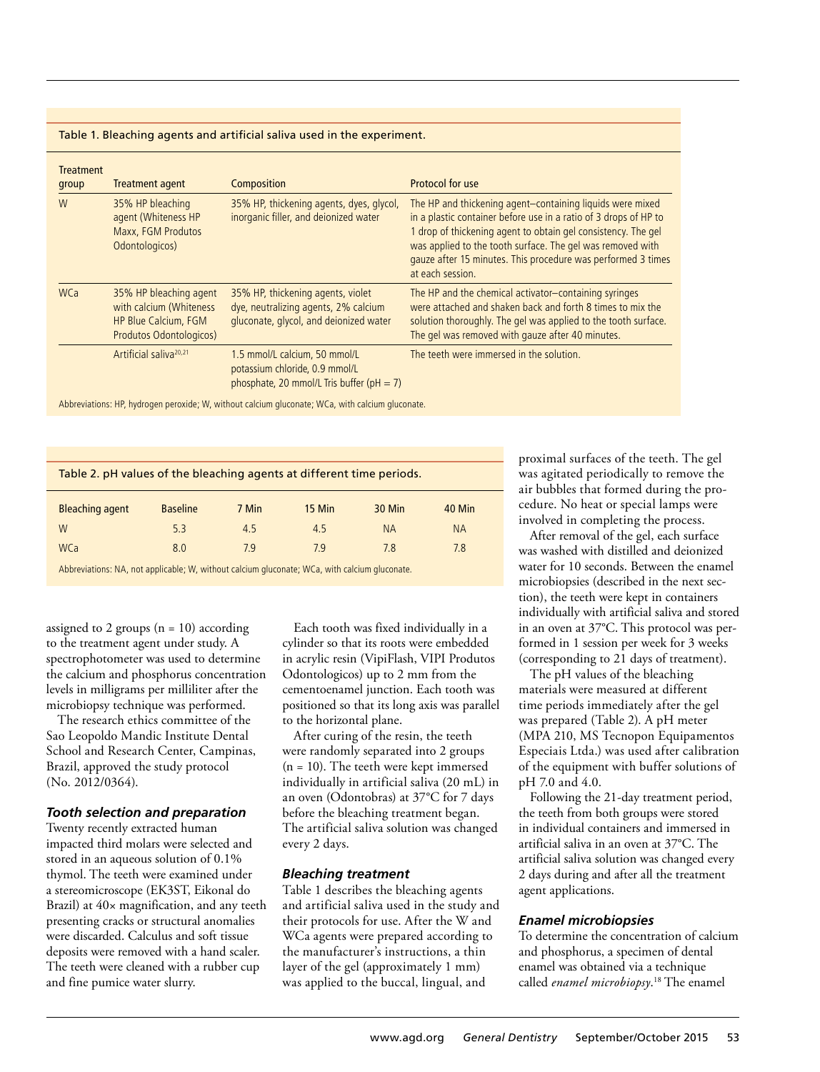Table 1. Bleaching agents and artificial saliva used in the experiment.

| Treatment group | Treatment agent | Composition | Protocol for use |
|---|---|---|---|
| W | 35% HP bleaching agent (Whiteness HP Maxx, FGM Produtos Odontologicos) | 35% HP, thickening agents, dyes, glycol, inorganic filler, and deionized water | The HP and thickening agent–containing liquids were mixed in a plastic container before use in a ratio of 3 drops of HP to 1 drop of thickening agent to obtain gel consistency. The gel was applied to the tooth surface. The gel was removed with gauze after 15 minutes. This procedure was performed 3 times at each session. |
| WCa | 35% HP bleaching agent with calcium (Whiteness HP Blue Calcium, FGM Produtos Odontologicos) | 35% HP, thickening agents, violet dye, neutralizing agents, 2% calcium gluconate, glycol, and deionized water | The HP and the chemical activator–containing syringes were attached and shaken back and forth 8 times to mix the solution thoroughly. The gel was applied to the tooth surface. The gel was removed with gauze after 40 minutes. |
| | Artificial saliva[20,21] | 1.5 mmol/L calcium, 50 mmol/L potassium chloride, 0.9 mmol/L phosphate, 20 mmol/L Tris buffer (pH = 7) | The teeth were immersed in the solution. |

Abbreviations: HP, hydrogen peroxide; W, without calcium gluconate; WCa, with calcium gluconate.

Table 2. pH values of the bleaching agents at different time periods.

| Bleaching agent | Baseline | 7 Min | 15 Min | 30 Min | 40 Min |
|---|---|---|---|---|---|
| W | 5.3 | 4.5 | 4.5 | NA | NA |
| WCa | 8.0 | 7.9 | 7.9 | 7.8 | 7.8 |

Abbreviations: NA, not applicable; W, without calcium gluconate; WCa, with calcium gluconate.

assigned to 2 groups (n = 10) according to the treatment agent under study. A spectrophotometer was used to determine the calcium and phosphorus concentration levels in milligrams per milliliter after the microbiopsy technique was performed.

The research ethics committee of the Sao Leopoldo Mandic Institute Dental School and Research Center, Campinas, Brazil, approved the study protocol (No. 2012/0364).

### Tooth selection and preparation

Twenty recently extracted human impacted third molars were selected and stored in an aqueous solution of 0.1% thymol. The teeth were examined under a stereomicroscope (EK3ST, Eikonal do Brazil) at 40× magnification, and any teeth presenting cracks or structural anomalies were discarded. Calculus and soft tissue deposits were removed with a hand scaler. The teeth were cleaned with a rubber cup and fine pumice water slurry.

Each tooth was fixed individually in a cylinder so that its roots were embedded in acrylic resin (VipiFlash, VIPI Produtos Odontologicos) up to 2 mm from the cementoenamel junction. Each tooth was positioned so that its long axis was parallel to the horizontal plane.

After curing of the resin, the teeth were randomly separated into 2 groups (n = 10). The teeth were kept immersed individually in artificial saliva (20 mL) in an oven (Odontobras) at 37°C for 7 days before the bleaching treatment began. The artificial saliva solution was changed every 2 days.

### Bleaching treatment

Table 1 describes the bleaching agents and artificial saliva used in the study and their protocols for use. After the W and WCa agents were prepared according to the manufacturer's instructions, a thin layer of the gel (approximately 1 mm) was applied to the buccal, lingual, and proximal surfaces of the teeth. The gel was agitated periodically to remove the air bubbles that formed during the procedure. No heat or special lamps were involved in completing the process.

After removal of the gel, each surface was washed with distilled and deionized water for 10 seconds. Between the enamel microbiopsies (described in the next section), the teeth were kept in containers individually with artificial saliva and stored in an oven at 37°C. This protocol was performed in 1 session per week for 3 weeks (corresponding to 21 days of treatment).

The pH values of the bleaching materials were measured at different time periods immediately after the gel was prepared (Table 2). A pH meter (MPA 210, MS Tecnopon Equipamentos Especiais Ltda.) was used after calibration of the equipment with buffer solutions of pH 7.0 and 4.0.

Following the 21-day treatment period, the teeth from both groups were stored in individual containers and immersed in artificial saliva in an oven at 37°C. The artificial saliva solution was changed every 2 days during and after all the treatment agent applications.

### Enamel microbiopsies

To determine the concentration of calcium and phosphorus, a specimen of dental enamel was obtained via a technique called *enamel microbiopsy*.[18] The enamel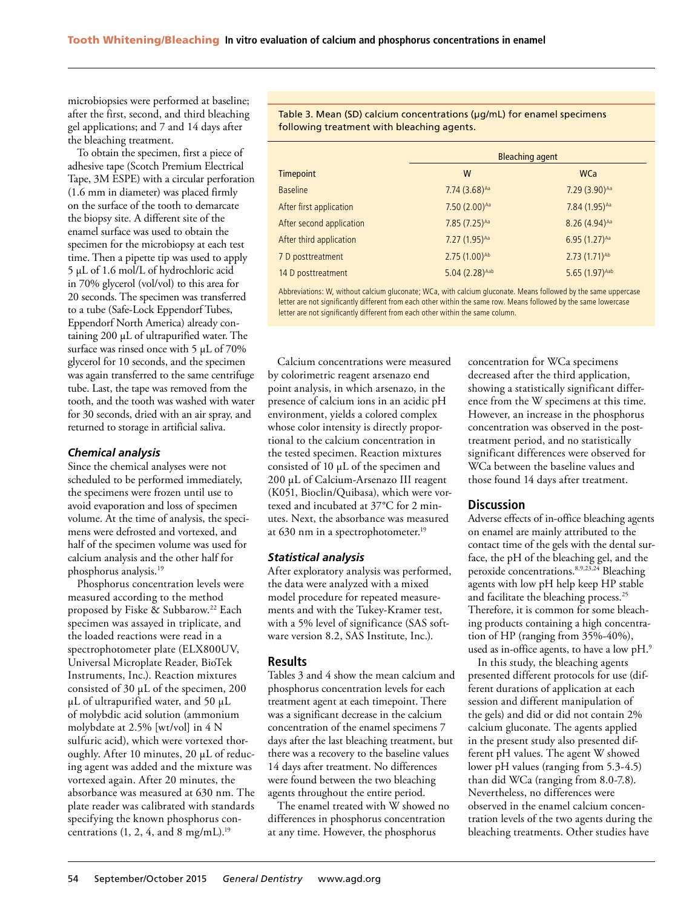microbiopsies were performed at baseline; after the first, second, and third bleaching gel applications; and 7 and 14 days after the bleaching treatment.

To obtain the specimen, first a piece of adhesive tape (Scotch Premium Electrical Tape, 3M ESPE) with a circular perforation (1.6 mm in diameter) was placed firmly on the surface of the tooth to demarcate the biopsy site. A different site of the enamel surface was used to obtain the specimen for the microbiopsy at each test time. Then a pipette tip was used to apply 5 µL of 1.6 mol/L of hydrochloric acid in 70% glycerol (vol/vol) to this area for 20 seconds. The specimen was transferred to a tube (Safe-Lock Eppendorf Tubes, Eppendorf North America) already containing 200 µL of ultrapurified water. The surface was rinsed once with 5 µL of 70% glycerol for 10 seconds, and the specimen was again transferred to the same centrifuge tube. Last, the tape was removed from the tooth, and the tooth was washed with water for 30 seconds, dried with an air spray, and returned to storage in artificial saliva.

### *Chemical analysis*

Since the chemical analyses were not scheduled to be performed immediately, the specimens were frozen until use to avoid evaporation and loss of specimen volume. At the time of analysis, the specimens were defrosted and vortexed, and half of the specimen volume was used for calcium analysis and the other half for phosphorus analysis.[19]

Phosphorus concentration levels were measured according to the method proposed by Fiske & Subbarow.[22] Each specimen was assayed in triplicate, and the loaded reactions were read in a spectrophotometer plate (ELX800UV, Universal Microplate Reader, BioTek Instruments, Inc.). Reaction mixtures consisted of 30 µL of the specimen, 200 µL of ultrapurified water, and 50 µL of molybdic acid solution (ammonium molybdate at 2.5% [wt/vol] in 4 N sulfuric acid), which were vortexed thoroughly. After 10 minutes, 20 µL of reducing agent was added and the mixture was vortexed again. After 20 minutes, the absorbance was measured at 630 nm. The plate reader was calibrated with standards specifying the known phosphorus concentrations (1, 2, 4, and 8 mg/mL).[19]

Table 3. Mean (SD) calcium concentrations (µg/mL) for enamel specimens following treatment with bleaching agents.

| | Bleaching agent | |
|---|---|---|
| Timepoint | W | WCa |
| Baseline | 7.74 (3.68)[Aa] | 7.29 (3.90)[Aa] |
| After first application | 7.50 (2.00)[Aa] | 7.84 (1.95)[Aa] |
| After second application | 7.85 (7.25)[Aa] | 8.26 (4.94)[Aa] |
| After third application | 7.27 (1.95)[Aa] | 6.95 (1.27)[Aa] |
| 7 D posttreatment | 2.75 (1.00)[Ab] | 2.73 (1.71)[Ab] |
| 14 D posttreatment | 5.04 (2.28)[Aab] | 5.65 (1.97)[Aab] |

Abbreviations: W, without calcium gluconate; WCa, with calcium gluconate. Means followed by the same uppercase letter are not significantly different from each other within the same row. Means followed by the same lowercase letter are not significantly different from each other within the same column.

Calcium concentrations were measured by colorimetric reagent arsenazo end point analysis, in which arsenazo, in the presence of calcium ions in an acidic pH environment, yields a colored complex whose color intensity is directly proportional to the calcium concentration in the tested specimen. Reaction mixtures consisted of 10 µL of the specimen and 200 µL of Calcium-Arsenazo III reagent (K051, Bioclin/Quibasa), which were vortexed and incubated at 37°C for 2 minutes. Next, the absorbance was measured at 630 nm in a spectrophotometer.[19]

### *Statistical analysis*

After exploratory analysis was performed, the data were analyzed with a mixed model procedure for repeated measurements and with the Tukey-Kramer test, with a 5% level of significance (SAS software version 8.2, SAS Institute, Inc.).

## Results

Tables 3 and 4 show the mean calcium and phosphorus concentration levels for each treatment agent at each timepoint. There was a significant decrease in the calcium concentration of the enamel specimens 7 days after the last bleaching treatment, but there was a recovery to the baseline values 14 days after treatment. No differences were found between the two bleaching agents throughout the entire period.

The enamel treated with W showed no differences in phosphorus concentration at any time. However, the phosphorus concentration for WCa specimens decreased after the third application, showing a statistically significant difference from the W specimens at this time. However, an increase in the phosphorus concentration was observed in the posttreatment period, and no statistically significant differences were observed for WCa between the baseline values and those found 14 days after treatment.

## Discussion

Adverse effects of in-office bleaching agents on enamel are mainly attributed to the contact time of the gels with the dental surface, the pH of the bleaching gel, and the peroxide concentrations.[8,9,23,24] Bleaching agents with low pH help keep HP stable and facilitate the bleaching process.[25] Therefore, it is common for some bleaching products containing a high concentration of HP (ranging from 35%-40%), used as in-office agents, to have a low pH.[9]

In this study, the bleaching agents presented different protocols for use (different durations of application at each session and different manipulation of the gels) and did or did not contain 2% calcium gluconate. The agents applied in the present study also presented different pH values. The agent W showed lower pH values (ranging from 5.3-4.5) than did WCa (ranging from 8.0-7.8). Nevertheless, no differences were observed in the enamel calcium concentration levels of the two agents during the bleaching treatments. Other studies have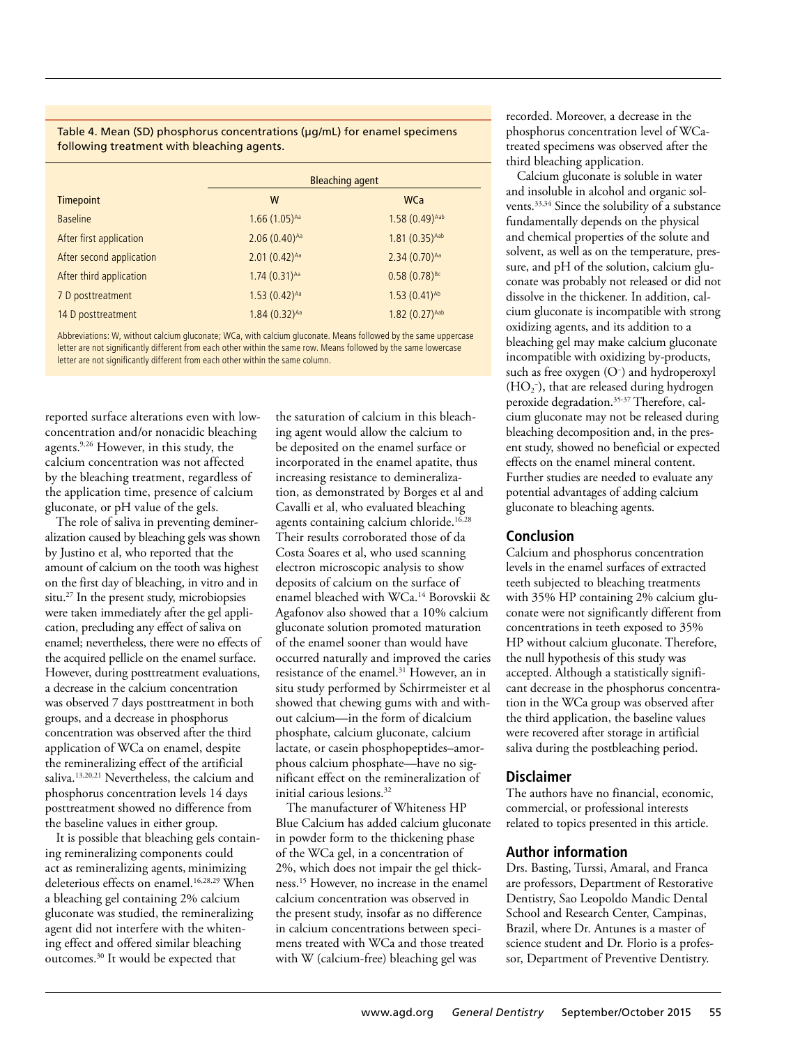Table 4. Mean (SD) phosphorus concentrations (μg/mL) for enamel specimens following treatment with bleaching agents.

| Timepoint | Bleaching agent | |
|---|---|---|
| | W | WCa |
| Baseline | 1.66 (1.05)[Aa] | 1.58 (0.49)[Aab] |
| After first application | 2.06 (0.40)[Aa] | 1.81 (0.35)[Aab] |
| After second application | 2.01 (0.42)[Aa] | 2.34 (0.70)[Aa] |
| After third application | 1.74 (0.31)[Aa] | 0.58 (0.78)[Bc] |
| 7 D posttreatment | 1.53 (0.42)[Aa] | 1.53 (0.41)[Ab] |
| 14 D posttreatment | 1.84 (0.32)[Aa] | 1.82 (0.27)[Aab] |

Abbreviations: W, without calcium gluconate; WCa, with calcium gluconate. Means followed by the same uppercase letter are not significantly different from each other within the same row. Means followed by the same lowercase letter are not significantly different from each other within the same column.

reported surface alterations even with low-concentration and/or nonacidic bleaching agents.[9,26] However, in this study, the calcium concentration was not affected by the bleaching treatment, regardless of the application time, presence of calcium gluconate, or pH value of the gels.

The role of saliva in preventing demineralization caused by bleaching gels was shown by Justino et al, who reported that the amount of calcium on the tooth was highest on the first day of bleaching, in vitro and in situ.[27] In the present study, microbiopsies were taken immediately after the gel application, precluding any effect of saliva on enamel; nevertheless, there were no effects of the acquired pellicle on the enamel surface. However, during posttreatment evaluations, a decrease in the calcium concentration was observed 7 days posttreatment in both groups, and a decrease in phosphorus concentration was observed after the third application of WCa on enamel, despite the remineralizing effect of the artificial saliva.[13,20,21] Nevertheless, the calcium and phosphorus concentration levels 14 days posttreatment showed no difference from the baseline values in either group.

It is possible that bleaching gels containing remineralizing components could act as remineralizing agents, minimizing deleterious effects on enamel.[16,28,29] When a bleaching gel containing 2% calcium gluconate was studied, the remineralizing agent did not interfere with the whitening effect and offered similar bleaching outcomes.[30] It would be expected that the saturation of calcium in this bleaching agent would allow the calcium to be deposited on the enamel surface or incorporated in the enamel apatite, thus increasing resistance to demineralization, as demonstrated by Borges et al and Cavalli et al, who evaluated bleaching agents containing calcium chloride.[16,28] Their results corroborated those of da Costa Soares et al, who used scanning electron microscopic analysis to show deposits of calcium on the surface of enamel bleached with WCa.[14] Borovskii & Agafonov also showed that a 10% calcium gluconate solution promoted maturation of the enamel sooner than would have occurred naturally and improved the caries resistance of the enamel.[31] However, an in situ study performed by Schirrmeister et al showed that chewing gums with and without calcium—in the form of dicalcium phosphate, calcium gluconate, calcium lactate, or casein phosphopeptides–amorphous calcium phosphate—have no significant effect on the remineralization of initial carious lesions.[32]

The manufacturer of Whiteness HP Blue Calcium has added calcium gluconate in powder form to the thickening phase of the WCa gel, in a concentration of 2%, which does not impair the gel thickness.[15] However, no increase in the enamel calcium concentration was observed in the present study, insofar as no difference in calcium concentrations between specimens treated with WCa and those treated with W (calcium-free) bleaching gel was recorded. Moreover, a decrease in the phosphorus concentration level of WCa-treated specimens was observed after the third bleaching application.

Calcium gluconate is soluble in water and insoluble in alcohol and organic solvents.[33,34] Since the solubility of a substance fundamentally depends on the physical and chemical properties of the solute and solvent, as well as on the temperature, pressure, and pH of the solution, calcium gluconate was probably not released or did not dissolve in the thickener. In addition, calcium gluconate is incompatible with strong oxidizing agents, and its addition to a bleaching gel may make calcium gluconate incompatible with oxidizing by-products, such as free oxygen ($O^-$) and hydroperoxyl ($HO_2^-$), that are released during hydrogen peroxide degradation.[35-37] Therefore, calcium gluconate may not be released during bleaching decomposition and, in the present study, showed no beneficial or expected effects on the enamel mineral content. Further studies are needed to evaluate any potential advantages of adding calcium gluconate to bleaching agents.

## Conclusion

Calcium and phosphorus concentration levels in the enamel surfaces of extracted teeth subjected to bleaching treatments with 35% HP containing 2% calcium gluconate were not significantly different from concentrations in teeth exposed to 35% HP without calcium gluconate. Therefore, the null hypothesis of this study was accepted. Although a statistically significant decrease in the phosphorus concentration in the WCa group was observed after the third application, the baseline values were recovered after storage in artificial saliva during the postbleaching period.

## Disclaimer

The authors have no financial, economic, commercial, or professional interests related to topics presented in this article.

## Author information

Drs. Basting, Turssi, Amaral, and Franca are professors, Department of Restorative Dentistry, Sao Leopoldo Mandic Dental School and Research Center, Campinas, Brazil, where Dr. Antunes is a master of science student and Dr. Florio is a professor, Department of Preventive Dentistry.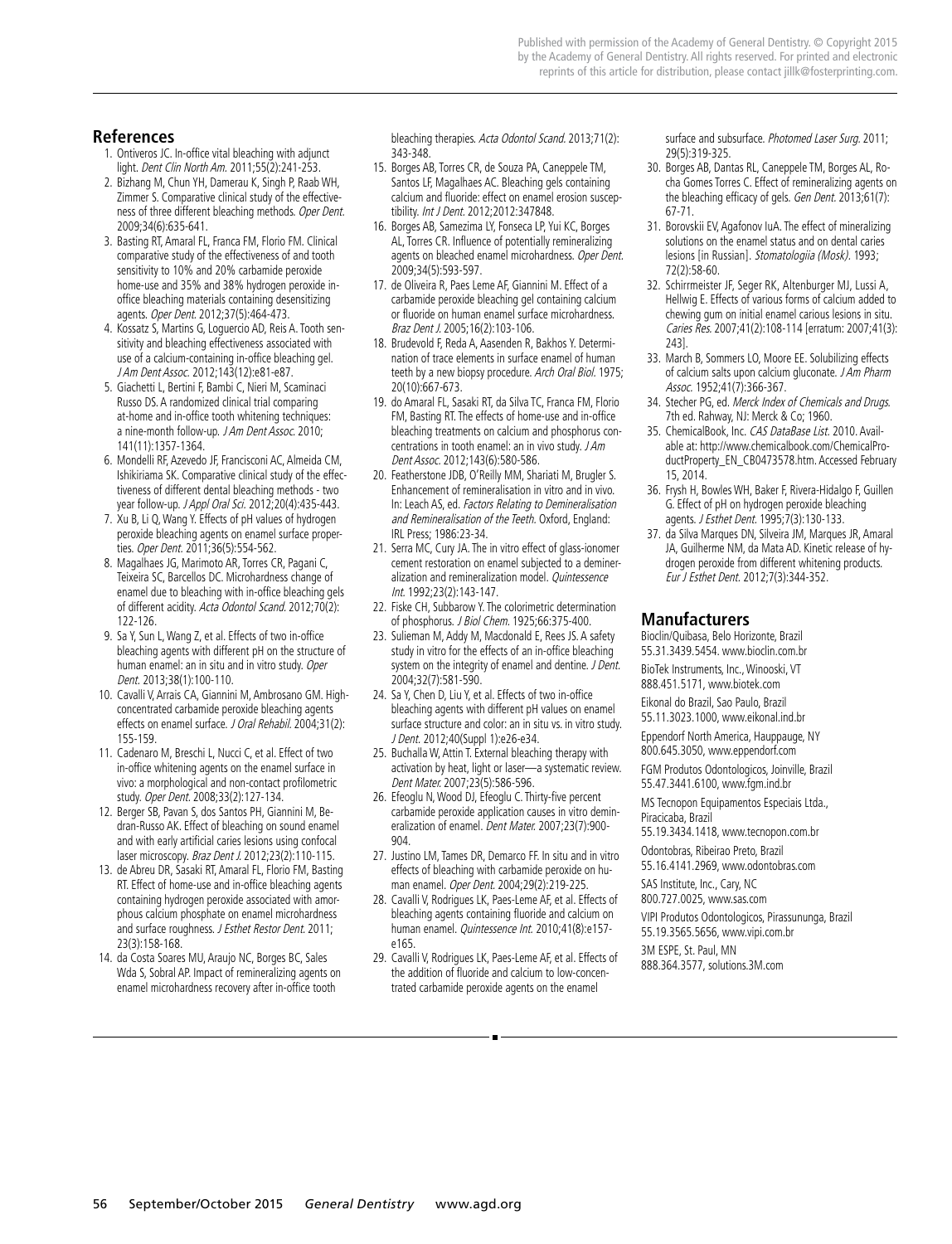## References

1. Ontiveros JC. In-office vital bleaching with adjunct light. *Dent Clin North Am.* 2011;55(2):241-253.
2. Bizhang M, Chun YH, Damerau K, Singh P, Raab WH, Zimmer S. Comparative clinical study of the effectiveness of three different bleaching methods. *Oper Dent.* 2009;34(6):635-641.
3. Basting RT, Amaral FL, Franca FM, Florio FM. Clinical comparative study of the effectiveness of and tooth sensitivity to 10% and 20% carbamide peroxide home-use and 35% and 38% hydrogen peroxide in-office bleaching materials containing desensitizing agents. *Oper Dent.* 2012;37(5):464-473.
4. Kossatz S, Martins G, Loguercio AD, Reis A. Tooth sensitivity and bleaching effectiveness associated with use of a calcium-containing in-office bleaching gel. *J Am Dent Assoc.* 2012;143(12):e81-e87.
5. Giachetti L, Bertini F, Bambi C, Nieri M, Scaminaci Russo DS. A randomized clinical trial comparing at-home and in-office tooth whitening techniques: a nine-month follow-up. *J Am Dent Assoc.* 2010; 141(11):1357-1364.
6. Mondelli RF, Azevedo JF, Francisconi AC, Almeida CM, Ishikiriama SK. Comparative clinical study of the effectiveness of different dental bleaching methods - two year follow-up. *J Appl Oral Sci.* 2012;20(4):435-443.
7. Xu B, Li Q, Wang Y. Effects of pH values of hydrogen peroxide bleaching agents on enamel surface properties. *Oper Dent.* 2011;36(5):554-562.
8. Magalhaes JG, Marimoto AR, Torres CR, Pagani C, Teixeira SC, Barcellos DC. Microhardness change of enamel due to bleaching with in-office bleaching gels of different acidity. *Acta Odontol Scand.* 2012;70(2): 122-126.
9. Sa Y, Sun L, Wang Z, et al. Effects of two in-office bleaching agents with different pH on the structure of human enamel: an in situ and in vitro study. *Oper Dent.* 2013;38(1):100-110.
10. Cavalli V, Arrais CA, Giannini M, Ambrosano GM. High-concentrated carbamide peroxide bleaching agents effects on enamel surface. *J Oral Rehabil.* 2004;31(2): 155-159.
11. Cadenaro M, Breschi L, Nucci C, et al. Effect of two in-office whitening agents on the enamel surface in vivo: a morphological and non-contact profilometric study. *Oper Dent.* 2008;33(2):127-134.
12. Berger SB, Pavan S, dos Santos PH, Giannini M, Bedran-Russo AK. Effect of bleaching on sound enamel and with early artificial caries lesions using confocal laser microscopy. *Braz Dent J.* 2012;23(2):110-115.
13. de Abreu DR, Sasaki RT, Amaral FL, Florio FM, Basting RT. Effect of home-use and in-office bleaching agents containing hydrogen peroxide associated with amorphous calcium phosphate on enamel microhardness and surface roughness. *J Esthet Restor Dent.* 2011; 23(3):158-168.
14. da Costa Soares MU, Araujo NC, Borges BC, Sales Wda S, Sobral AP. Impact of remineralizing agents on enamel microhardness recovery after in-office tooth bleaching therapies. *Acta Odontol Scand.* 2013;71(2): 343-348.
15. Borges AB, Torres CR, de Souza PA, Caneppele TM, Santos LF, Magalhaes AC. Bleaching gels containing calcium and fluoride: effect on enamel erosion susceptibility. *Int J Dent.* 2012;2012:347848.
16. Borges AB, Samezima LY, Fonseca LP, Yui KC, Borges AL, Torres CR. Influence of potentially remineralizing agents on bleached enamel microhardness. *Oper Dent.* 2009;34(5):593-597.
17. de Oliveira R, Paes Leme AF, Giannini M. Effect of a carbamide peroxide bleaching gel containing calcium or fluoride on human enamel surface microhardness. *Braz Dent J.* 2005;16(2):103-106.
18. Brudevold F, Reda A, Aasenden R, Bakhos Y. Determination of trace elements in surface enamel of human teeth by a new biopsy procedure. *Arch Oral Biol.* 1975; 20(10):667-673.
19. do Amaral FL, Sasaki RT, da Silva TC, Franca FM, Florio FM, Basting RT. The effects of home-use and in-office bleaching treatments on calcium and phosphorus concentrations in tooth enamel: an in vivo study. *J Am Dent Assoc.* 2012;143(6):580-586.
20. Featherstone JDB, O'Reilly MM, Shariati M, Brugler S. Enhancement of remineralisation in vitro and in vivo. In: Leach AS, ed. *Factors Relating to Demineralisation and Remineralisation of the Teeth.* Oxford, England: IRL Press; 1986:23-34.
21. Serra MC, Cury JA. The in vitro effect of glass-ionomer cement restoration on enamel subjected to a demineralization and remineralization model. *Quintessence Int.* 1992;23(2):143-147.
22. Fiske CH, Subbarow Y. The colorimetric determination of phosphorus. *J Biol Chem.* 1925;66:375-400.
23. Sulieman M, Addy M, Macdonald E, Rees JS. A safety study in vitro for the effects of an in-office bleaching system on the integrity of enamel and dentine. *J Dent.* 2004;32(7):581-590.
24. Sa Y, Chen D, Liu Y, et al. Effects of two in-office bleaching agents with different pH values on enamel surface structure and color: an in situ vs. in vitro study. *J Dent.* 2012;40(Suppl 1):e26-e34.
25. Buchalla W, Attin T. External bleaching therapy with activation by heat, light or laser—a systematic review. *Dent Mater.* 2007;23(5):586-596.
26. Efeoglu N, Wood DJ, Efeoglu C. Thirty-five percent carbamide peroxide application causes in vitro demineralization of enamel. *Dent Mater.* 2007;23(7):900-904.
27. Justino LM, Tames DR, Demarco FF. In situ and in vitro effects of bleaching with carbamide peroxide on human enamel. *Oper Dent.* 2004;29(2):219-225.
28. Cavalli V, Rodrigues LK, Paes-Leme AF, et al. Effects of bleaching agents containing fluoride and calcium on human enamel. *Quintessence Int.* 2010;41(8):e157-e165.
29. Cavalli V, Rodrigues LK, Paes-Leme AF, et al. Effects of the addition of fluoride and calcium to low-concentrated carbamide peroxide agents on the enamel surface and subsurface. *Photomed Laser Surg.* 2011; 29(5):319-325.
30. Borges AB, Dantas RL, Caneppele TM, Borges AL, Rocha Gomes Torres C. Effect of remineralizing agents on the bleaching efficacy of gels. *Gen Dent.* 2013;61(7): 67-71.
31. Borovskii EV, Agafonov IuA. The effect of mineralizing solutions on the enamel status and on dental caries lesions [in Russian]. *Stomatologiia (Mosk).* 1993; 72(2):58-60.
32. Schirrmeister JF, Seger RK, Altenburger MJ, Lussi A, Hellwig E. Effects of various forms of calcium added to chewing gum on initial enamel carious lesions in situ. *Caries Res.* 2007;41(2):108-114 [erratum: 2007;41(3): 243].
33. March B, Sommers LO, Moore EE. Solubilizing effects of calcium salts upon calcium gluconate. *J Am Pharm Assoc.* 1952;41(7):366-367.
34. Stecher PG, ed. *Merck Index of Chemicals and Drugs.* 7th ed. Rahway, NJ: Merck & Co; 1960.
35. ChemicalBook, Inc. *CAS DataBase List.* 2010. Available at: http://www.chemicalbook.com/ChemicalProductProperty_EN_CB0473578.htm. Accessed February 15, 2014.
36. Frysh H, Bowles WH, Baker F, Rivera-Hidalgo F, Guillen G. Effect of pH on hydrogen peroxide bleaching agents. *J Esthet Dent.* 1995;7(3):130-133.
37. da Silva Marques DN, Silveira JM, Marques JR, Amaral JA, Guilherme NM, da Mata AD. Kinetic release of hydrogen peroxide from different whitening products. *Eur J Esthet Dent.* 2012;7(3):344-352.

## Manufacturers

Bioclin/Quibasa, Belo Horizonte, Brazil
55.31.3439.5454. www.bioclin.com.br

BioTek Instruments, Inc., Winooski, VT
888.451.5171, www.biotek.com

Eikonal do Brazil, Sao Paulo, Brazil
55.11.3023.1000, www.eikonal.ind.br

Eppendorf North America, Hauppauge, NY
800.645.3050, www.eppendorf.com

FGM Produtos Odontologicos, Joinville, Brazil
55.47.3441.6100, www.fgm.ind.br

MS Tecnopon Equipamentos Especiais Ltda., Piracicaba, Brazil
55.19.3434.1418, www.tecnopon.com.br

Odontobras, Ribeirao Preto, Brazil
55.16.4141.2969, www.odontobras.com

SAS Institute, Inc., Cary, NC
800.727.0025, www.sas.com

VIPI Produtos Odontologicos, Pirassununga, Brazil
55.19.3565.5656, www.vipi.com.br

3M ESPE, St. Paul, MN
888.364.3577, solutions.3M.com